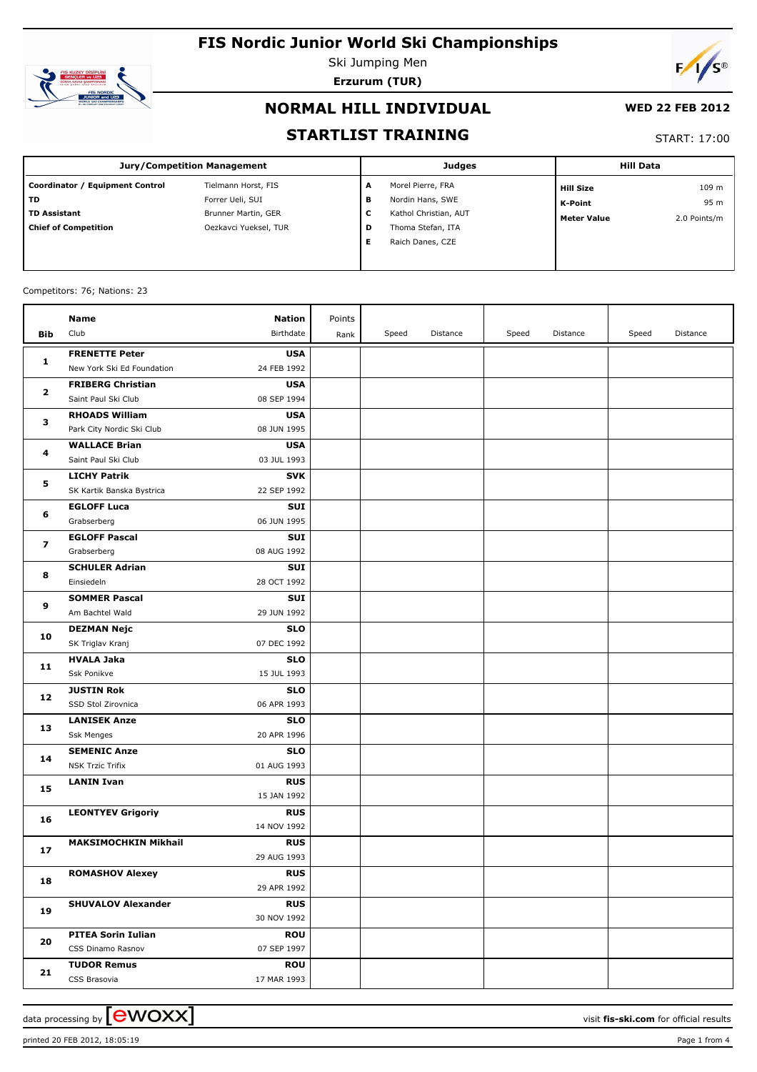# FIS Nordic Junior World Ski Championships

Ski Jumping Men

**Erzurum (TUR)**

## NORMAL HILL INDIVIDUAL

**WED 22 FEB 2012**

## STARTLIST TRAINING

START: 17:00

| Jury/Competition Management | | Judges | | Hill Data | |
|---|---|---|---|---|---|
| **Coordinator / Equipment Control** | Tielmann Horst, FIS | **A** | Morel Pierre, FRA | **Hill Size** | 109 m |
| **TD** | Forrer Ueli, SUI | **B** | Nordin Hans, SWE | **K-Point** | 95 m |
| **TD Assistant** | Brunner Martin, GER | **C** | Kathol Christian, AUT | **Meter Value** | 2.0 Points/m |
| **Chief of Competition** | Oezkavci Yueksel, TUR | **D** | Thoma Stefan, ITA | | |
| | | **E** | Raich Danes, CZE | | |

Competitors: 76; Nations: 23

| Bib | Name / Club | Nation / Birthdate | Points / Rank | Speed | Distance | Speed | Distance | Speed | Distance |
|---|---|---|---|---|---|---|---|---|---|
| 1 | **FRENETTE Peter**<br>New York Ski Ed Foundation | **USA**<br>24 FEB 1992 | | | | | | | |
| 2 | **FRIBERG Christian**<br>Saint Paul Ski Club | **USA**<br>08 SEP 1994 | | | | | | | |
| 3 | **RHOADS William**<br>Park City Nordic Ski Club | **USA**<br>08 JUN 1995 | | | | | | | |
| 4 | **WALLACE Brian**<br>Saint Paul Ski Club | **USA**<br>03 JUL 1993 | | | | | | | |
| 5 | **LICHY Patrik**<br>SK Kartik Banska Bystrica | **SVK**<br>22 SEP 1992 | | | | | | | |
| 6 | **EGLOFF Luca**<br>Grabserberg | **SUI**<br>06 JUN 1995 | | | | | | | |
| 7 | **EGLOFF Pascal**<br>Grabserberg | **SUI**<br>08 AUG 1992 | | | | | | | |
| 8 | **SCHULER Adrian**<br>Einsiedeln | **SUI**<br>28 OCT 1992 | | | | | | | |
| 9 | **SOMMER Pascal**<br>Am Bachtel Wald | **SUI**<br>29 JUN 1992 | | | | | | | |
| 10 | **DEZMAN Nejc**<br>SK Triglav Kranj | **SLO**<br>07 DEC 1992 | | | | | | | |
| 11 | **HVALA Jaka**<br>Ssk Ponikve | **SLO**<br>15 JUL 1993 | | | | | | | |
| 12 | **JUSTIN Rok**<br>SSD Stol Zirovnica | **SLO**<br>06 APR 1993 | | | | | | | |
| 13 | **LANISEK Anze**<br>Ssk Menges | **SLO**<br>20 APR 1996 | | | | | | | |
| 14 | **SEMENIC Anze**<br>NSK Trzic Trifix | **SLO**<br>01 AUG 1993 | | | | | | | |
| 15 | **LANIN Ivan** | **RUS**<br>15 JAN 1992 | | | | | | | |
| 16 | **LEONTYEV Grigoriy** | **RUS**<br>14 NOV 1992 | | | | | | | |
| 17 | **MAKSIMOCHKIN Mikhail** | **RUS**<br>29 AUG 1993 | | | | | | | |
| 18 | **ROMASHOV Alexey** | **RUS**<br>29 APR 1992 | | | | | | | |
| 19 | **SHUVALOV Alexander** | **RUS**<br>30 NOV 1992 | | | | | | | |
| 20 | **PITEA Sorin Iulian**<br>CSS Dinamo Rasnov | **ROU**<br>07 SEP 1997 | | | | | | | |
| 21 | **TUDOR Remus**<br>CSS Brasovia | **ROU**<br>17 MAR 1993 | | | | | | | |

data processing by ewoxx — visit fis-ski.com for official results

printed 20 FEB 2012, 18:05:19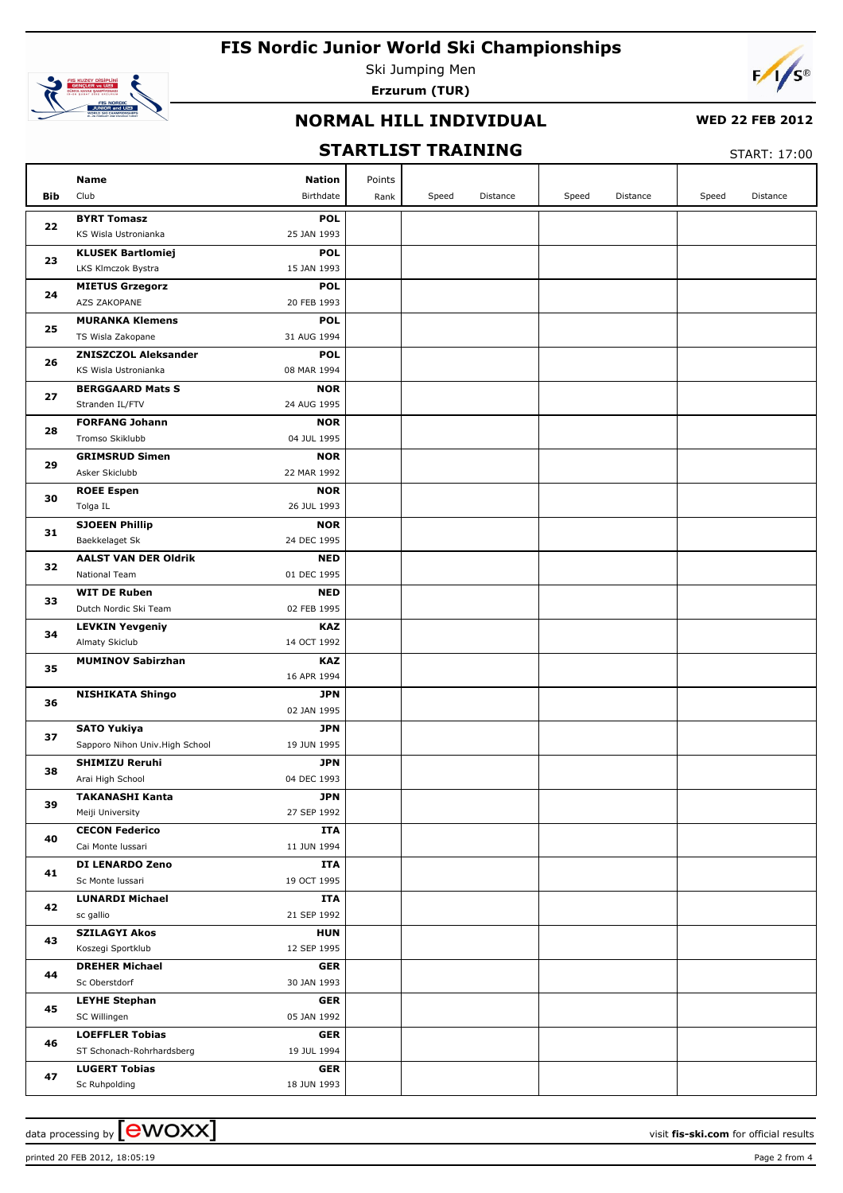# FIS Nordic Junior World Ski Championships

Ski Jumping Men

**Erzurum (TUR)**

## NORMAL HILL INDIVIDUAL

**WED 22 FEB 2012**

## STARTLIST TRAINING

START: 17:00

| Bib | Name / Club | Nation / Birthdate | Points / Rank | Speed | Distance | Speed | Distance | Speed | Distance |
|---|---|---|---|---|---|---|---|---|---|
| 22 | **BYRT Tomasz** KS Wisla Ustronianka | **POL** 25 JAN 1993 | | | | | | | |
| 23 | **KLUSEK Bartlomiej** LKS Klmczok Bystra | **POL** 15 JAN 1993 | | | | | | | |
| 24 | **MIETUS Grzegorz** AZS ZAKOPANE | **POL** 20 FEB 1993 | | | | | | | |
| 25 | **MURANKA Klemens** TS Wisla Zakopane | **POL** 31 AUG 1994 | | | | | | | |
| 26 | **ZNISZCZOL Aleksander** KS Wisla Ustronianka | **POL** 08 MAR 1994 | | | | | | | |
| 27 | **BERGGAARD Mats S** Stranden IL/FTV | **NOR** 24 AUG 1995 | | | | | | | |
| 28 | **FORFANG Johann** Tromso Skiklubb | **NOR** 04 JUL 1995 | | | | | | | |
| 29 | **GRIMSRUD Simen** Asker Skiclubb | **NOR** 22 MAR 1992 | | | | | | | |
| 30 | **ROEE Espen** Tolga IL | **NOR** 26 JUL 1993 | | | | | | | |
| 31 | **SJOEEN Phillip** Baekkelaget Sk | **NOR** 24 DEC 1995 | | | | | | | |
| 32 | **AALST VAN DER Oldrik** National Team | **NED** 01 DEC 1995 | | | | | | | |
| 33 | **WIT DE Ruben** Dutch Nordic Ski Team | **NED** 02 FEB 1995 | | | | | | | |
| 34 | **LEVKIN Yevgeniy** Almaty Skiclub | **KAZ** 14 OCT 1992 | | | | | | | |
| 35 | **MUMINOV Sabirzhan** | **KAZ** 16 APR 1994 | | | | | | | |
| 36 | **NISHIKATA Shingo** | **JPN** 02 JAN 1995 | | | | | | | |
| 37 | **SATO Yukiya** Sapporo Nihon Univ.High School | **JPN** 19 JUN 1995 | | | | | | | |
| 38 | **SHIMIZU Reruhi** Arai High School | **JPN** 04 DEC 1993 | | | | | | | |
| 39 | **TAKANASHI Kanta** Meiji University | **JPN** 27 SEP 1992 | | | | | | | |
| 40 | **CECON Federico** Cai Monte lussari | **ITA** 11 JUN 1994 | | | | | | | |
| 41 | **DI LENARDO Zeno** Sc Monte lussari | **ITA** 19 OCT 1995 | | | | | | | |
| 42 | **LUNARDI Michael** sc gallio | **ITA** 21 SEP 1992 | | | | | | | |
| 43 | **SZILAGYI Akos** Koszegi Sportklub | **HUN** 12 SEP 1995 | | | | | | | |
| 44 | **DREHER Michael** Sc Oberstdorf | **GER** 30 JAN 1993 | | | | | | | |
| 45 | **LEYHE Stephan** SC Willingen | **GER** 05 JAN 1992 | | | | | | | |
| 46 | **LOEFFLER Tobias** ST Schonach-Rohrhardsberg | **GER** 19 JUL 1994 | | | | | | | |
| 47 | **LUGERT Tobias** Sc Ruhpolding | **GER** 18 JUN 1993 | | | | | | | |

data processing by ewoxx — visit **fis-ski.com** for official results

printed 20 FEB 2012, 18:05:19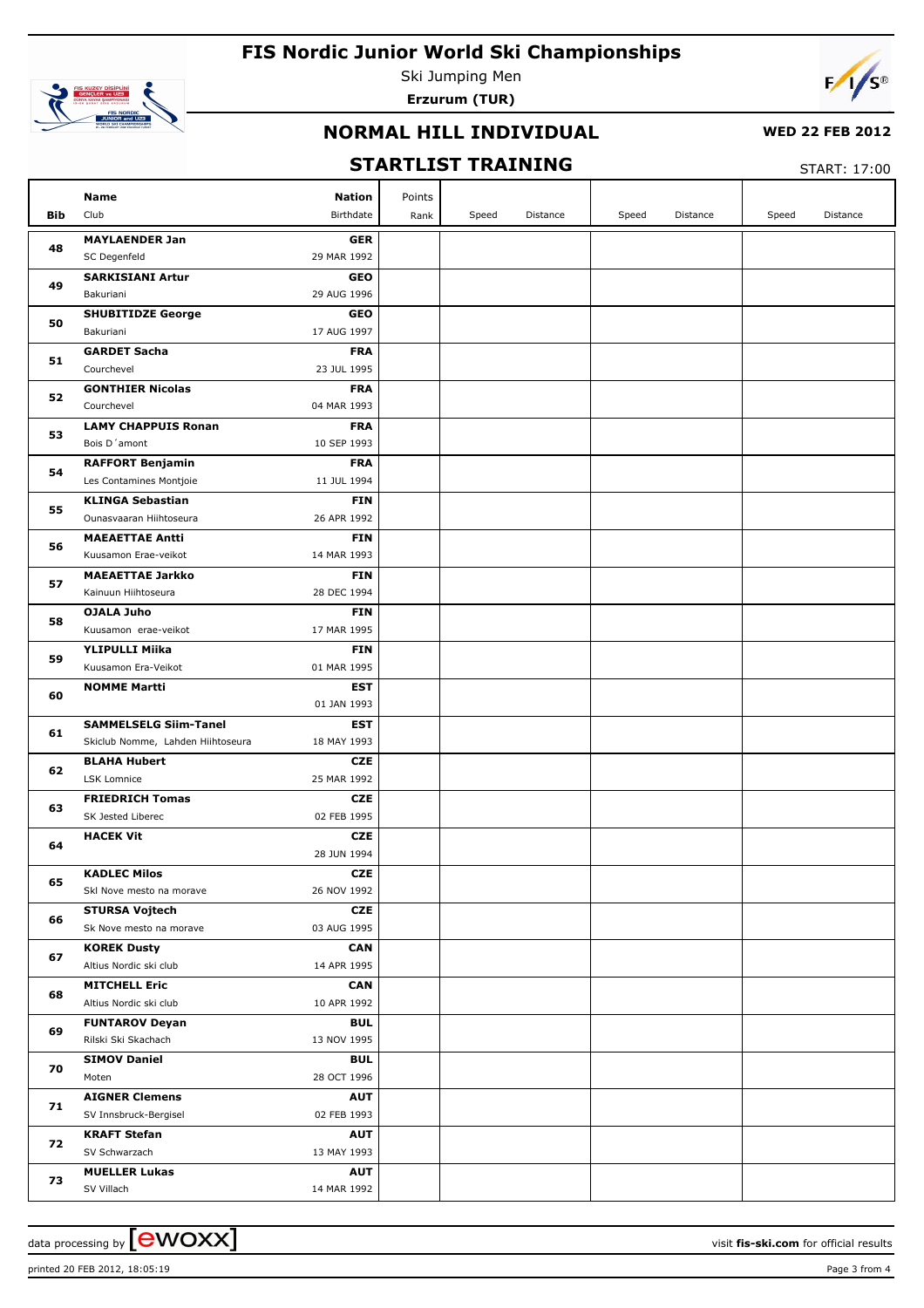# FIS Nordic Junior World Ski Championships

Ski Jumping Men

**Erzurum (TUR)**

## NORMAL HILL INDIVIDUAL

**WED 22 FEB 2012**

## STARTLIST TRAINING

START: 17:00

| Bib | Name / Club | Nation / Birthdate | Points / Rank | Speed | Distance | Speed | Distance | Speed | Distance |
|---|---|---|---|---|---|---|---|---|---|
| 48 | **MAYLAENDER Jan**<br>SC Degenfeld | **GER**<br>29 MAR 1992 | | | | | | | |
| 49 | **SARKISIANI Artur**<br>Bakuriani | **GEO**<br>29 AUG 1996 | | | | | | | |
| 50 | **SHUBITIDZE George**<br>Bakuriani | **GEO**<br>17 AUG 1997 | | | | | | | |
| 51 | **GARDET Sacha**<br>Courchevel | **FRA**<br>23 JUL 1995 | | | | | | | |
| 52 | **GONTHIER Nicolas**<br>Courchevel | **FRA**<br>04 MAR 1993 | | | | | | | |
| 53 | **LAMY CHAPPUIS Ronan**<br>Bois D´amont | **FRA**<br>10 SEP 1993 | | | | | | | |
| 54 | **RAFFORT Benjamin**<br>Les Contamines Montjoie | **FRA**<br>11 JUL 1994 | | | | | | | |
| 55 | **KLINGA Sebastian**<br>Ounasvaaran Hiihtoseura | **FIN**<br>26 APR 1992 | | | | | | | |
| 56 | **MAEAETTAE Antti**<br>Kuusamon Erae-veikot | **FIN**<br>14 MAR 1993 | | | | | | | |
| 57 | **MAEAETTAE Jarkko**<br>Kainuun Hiihtoseura | **FIN**<br>28 DEC 1994 | | | | | | | |
| 58 | **OJALA Juho**<br>Kuusamon erae-veikot | **FIN**<br>17 MAR 1995 | | | | | | | |
| 59 | **YLIPULLI Miika**<br>Kuusamon Era-Veikot | **FIN**<br>01 MAR 1995 | | | | | | | |
| 60 | **NOMME Martti** | **EST**<br>01 JAN 1993 | | | | | | | |
| 61 | **SAMMELSELG Siim-Tanel**<br>Skiclub Nomme, Lahden Hiihtoseura | **EST**<br>18 MAY 1993 | | | | | | | |
| 62 | **BLAHA Hubert**<br>LSK Lomnice | **CZE**<br>25 MAR 1992 | | | | | | | |
| 63 | **FRIEDRICH Tomas**<br>SK Jested Liberec | **CZE**<br>02 FEB 1995 | | | | | | | |
| 64 | **HACEK Vit** | **CZE**<br>28 JUN 1994 | | | | | | | |
| 65 | **KADLEC Milos**<br>Skl Nove mesto na morave | **CZE**<br>26 NOV 1992 | | | | | | | |
| 66 | **STURSA Vojtech**<br>Sk Nove mesto na morave | **CZE**<br>03 AUG 1995 | | | | | | | |
| 67 | **KOREK Dusty**<br>Altius Nordic ski club | **CAN**<br>14 APR 1995 | | | | | | | |
| 68 | **MITCHELL Eric**<br>Altius Nordic ski club | **CAN**<br>10 APR 1992 | | | | | | | |
| 69 | **FUNTAROV Deyan**<br>Rilski Ski Skachach | **BUL**<br>13 NOV 1995 | | | | | | | |
| 70 | **SIMOV Daniel**<br>Moten | **BUL**<br>28 OCT 1996 | | | | | | | |
| 71 | **AIGNER Clemens**<br>SV Innsbruck-Bergisel | **AUT**<br>02 FEB 1993 | | | | | | | |
| 72 | **KRAFT Stefan**<br>SV Schwarzach | **AUT**<br>13 MAY 1993 | | | | | | | |
| 73 | **MUELLER Lukas**<br>SV Villach | **AUT**<br>14 MAR 1992 | | | | | | | |

data processing by ewoxx — visit fis-ski.com for official results

printed 20 FEB 2012, 18:05:19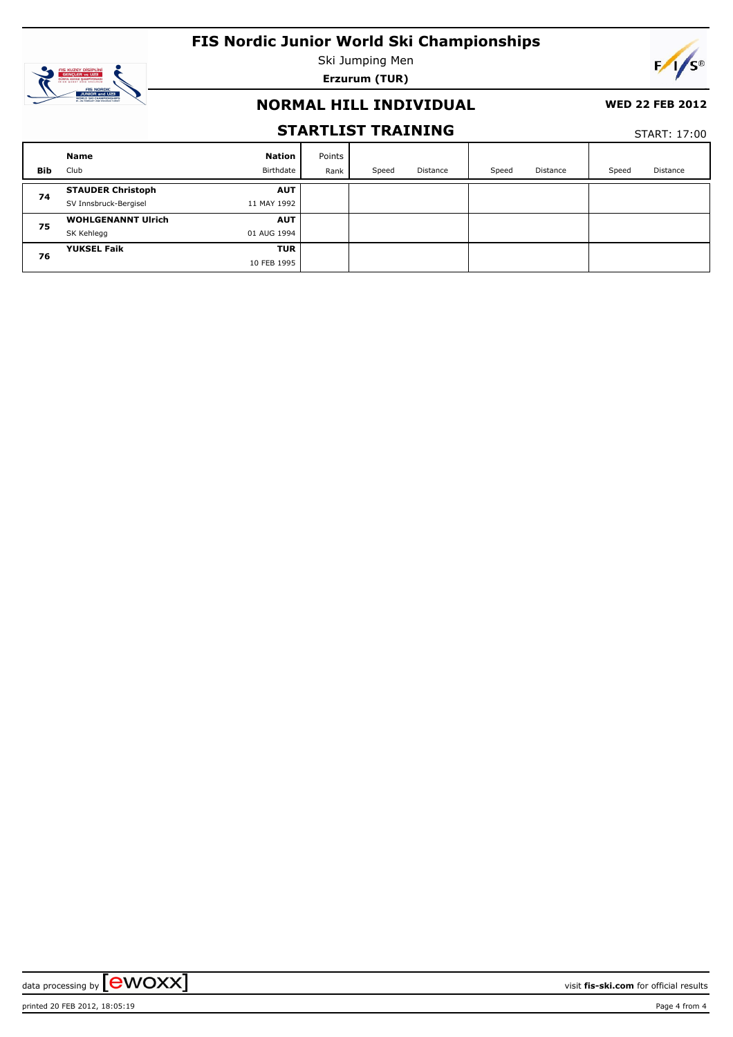# FIS Nordic Junior World Ski Championships

Ski Jumping Men

**Erzurum (TUR)**

## NORMAL HILL INDIVIDUAL

**WED 22 FEB 2012**

## STARTLIST TRAINING

START: 17:00

| Bib | Name / Club | Nation / Birthdate | Points / Rank | Speed | Distance | Speed | Distance | Speed | Distance |
|---|---|---|---|---|---|---|---|---|---|
| 74 | **STAUDER Christoph** SV Innsbruck-Bergisel | **AUT** 11 MAY 1992 | | | | | | | |
| 75 | **WOHLGENANNT Ulrich** SK Kehlegg | **AUT** 01 AUG 1994 | | | | | | | |
| 76 | **YUKSEL Faik** | **TUR** 10 FEB 1995 | | | | | | | |

data processing by [ewoxx]

visit **fis-ski.com** for official results

printed 20 FEB 2012, 18:05:19